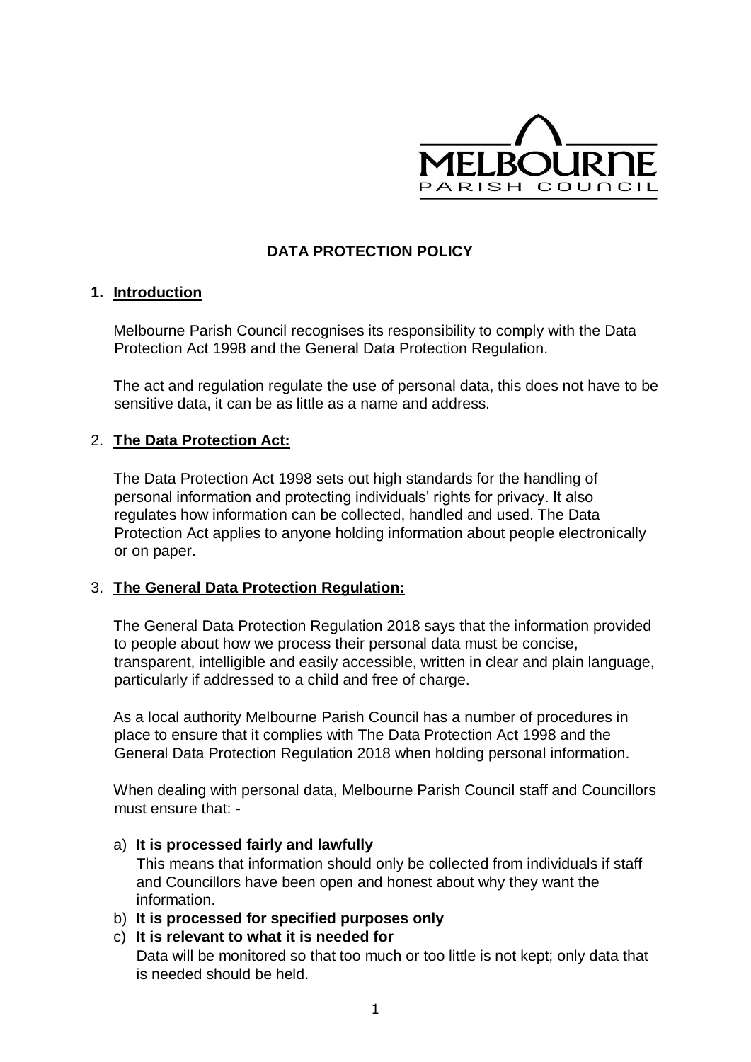MELBOURNE
PARISH COUNCIL

# DATA PROTECTION POLICY

## 1. Introduction

Melbourne Parish Council recognises its responsibility to comply with the Data Protection Act 1998 and the General Data Protection Regulation.

The act and regulation regulate the use of personal data, this does not have to be sensitive data, it can be as little as a name and address.

## 2. The Data Protection Act:

The Data Protection Act 1998 sets out high standards for the handling of personal information and protecting individuals' rights for privacy. It also regulates how information can be collected, handled and used. The Data Protection Act applies to anyone holding information about people electronically or on paper.

## 3. The General Data Protection Regulation:

The General Data Protection Regulation 2018 says that the information provided to people about how we process their personal data must be concise, transparent, intelligible and easily accessible, written in clear and plain language, particularly if addressed to a child and free of charge.

As a local authority Melbourne Parish Council has a number of procedures in place to ensure that it complies with The Data Protection Act 1998 and the General Data Protection Regulation 2018 when holding personal information.

When dealing with personal data, Melbourne Parish Council staff and Councillors must ensure that: -

a) **It is processed fairly and lawfully**
This means that information should only be collected from individuals if staff and Councillors have been open and honest about why they want the information.

b) **It is processed for specified purposes only**

c) **It is relevant to what it is needed for**
Data will be monitored so that too much or too little is not kept; only data that is needed should be held.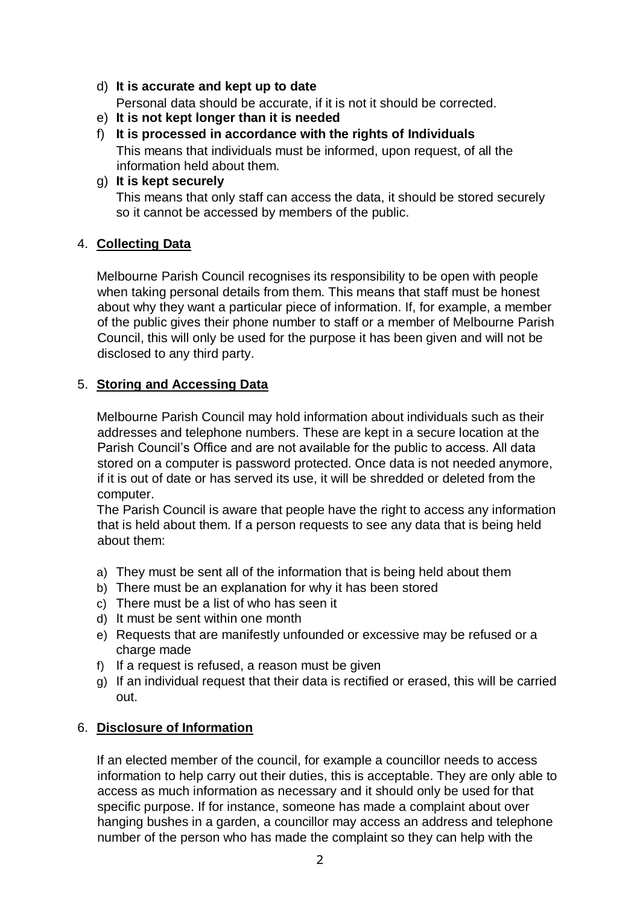d) **It is accurate and kept up to date**
   Personal data should be accurate, if it is not it should be corrected.
e) **It is not kept longer than it is needed**
f) **It is processed in accordance with the rights of Individuals**
   This means that individuals must be informed, upon request, of all the information held about them.
g) **It is kept securely**
   This means that only staff can access the data, it should be stored securely so it cannot be accessed by members of the public.

4. **Collecting Data**

Melbourne Parish Council recognises its responsibility to be open with people when taking personal details from them. This means that staff must be honest about why they want a particular piece of information. If, for example, a member of the public gives their phone number to staff or a member of Melbourne Parish Council, this will only be used for the purpose it has been given and will not be disclosed to any third party.

5. **Storing and Accessing Data**

Melbourne Parish Council may hold information about individuals such as their addresses and telephone numbers. These are kept in a secure location at the Parish Council's Office and are not available for the public to access. All data stored on a computer is password protected. Once data is not needed anymore, if it is out of date or has served its use, it will be shredded or deleted from the computer.

The Parish Council is aware that people have the right to access any information that is held about them. If a person requests to see any data that is being held about them:

a) They must be sent all of the information that is being held about them
b) There must be an explanation for why it has been stored
c) There must be a list of who has seen it
d) It must be sent within one month
e) Requests that are manifestly unfounded or excessive may be refused or a charge made
f) If a request is refused, a reason must be given
g) If an individual request that their data is rectified or erased, this will be carried out.

6. **Disclosure of Information**

If an elected member of the council, for example a councillor needs to access information to help carry out their duties, this is acceptable. They are only able to access as much information as necessary and it should only be used for that specific purpose. If for instance, someone has made a complaint about over hanging bushes in a garden, a councillor may access an address and telephone number of the person who has made the complaint so they can help with the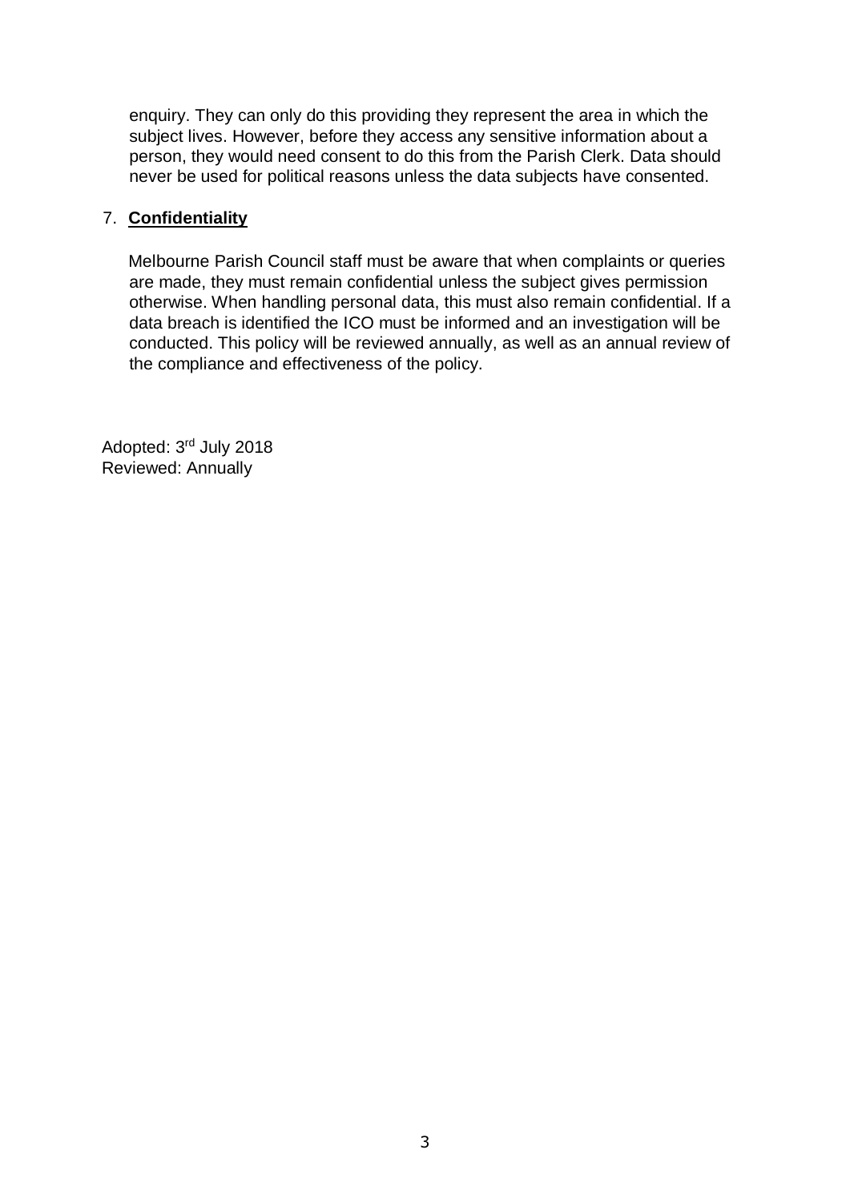enquiry. They can only do this providing they represent the area in which the subject lives. However, before they access any sensitive information about a person, they would need consent to do this from the Parish Clerk. Data should never be used for political reasons unless the data subjects have consented.

## 7. **Confidentiality**

Melbourne Parish Council staff must be aware that when complaints or queries are made, they must remain confidential unless the subject gives permission otherwise. When handling personal data, this must also remain confidential. If a data breach is identified the ICO must be informed and an investigation will be conducted. This policy will be reviewed annually, as well as an annual review of the compliance and effectiveness of the policy.

Adopted: 3rd July 2018
Reviewed: Annually